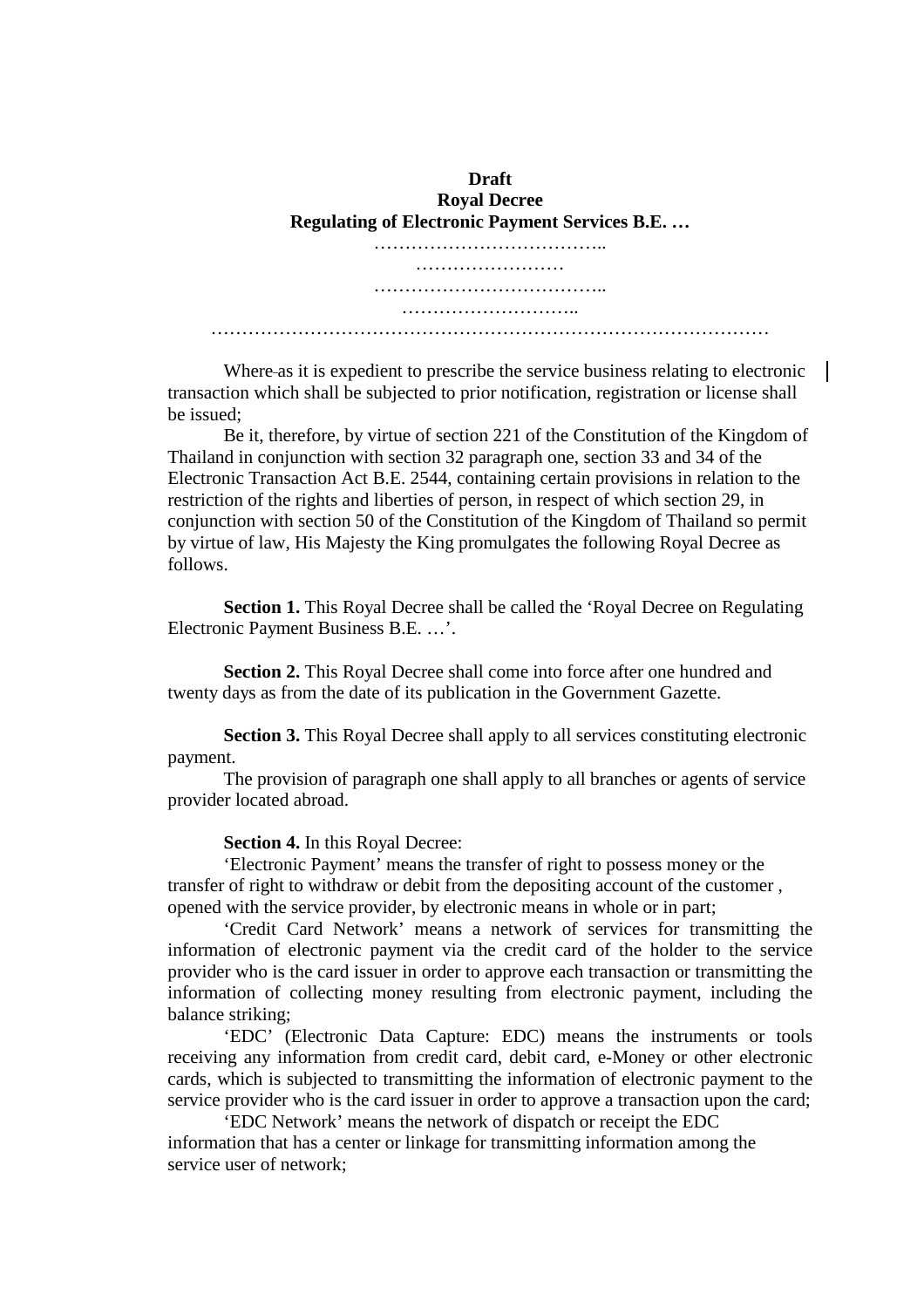**Draft**
**Royal Decree**
**Regulating of Electronic Payment Services B.E. …**

………………………………..
……………………
………………………………..
………………………..
……………………………………………………………………………

Where as it is expedient to prescribe the service business relating to electronic transaction which shall be subjected to prior notification, registration or license shall be issued;

Be it, therefore, by virtue of section 221 of the Constitution of the Kingdom of Thailand in conjunction with section 32 paragraph one, section 33 and 34 of the Electronic Transaction Act B.E. 2544, containing certain provisions in relation to the restriction of the rights and liberties of person, in respect of which section 29, in conjunction with section 50 of the Constitution of the Kingdom of Thailand so permit by virtue of law, His Majesty the King promulgates the following Royal Decree as follows.

**Section 1.** This Royal Decree shall be called the 'Royal Decree on Regulating Electronic Payment Business B.E. …'.

**Section 2.** This Royal Decree shall come into force after one hundred and twenty days as from the date of its publication in the Government Gazette.

**Section 3.** This Royal Decree shall apply to all services constituting electronic payment.

The provision of paragraph one shall apply to all branches or agents of service provider located abroad.

**Section 4.** In this Royal Decree:

'Electronic Payment' means the transfer of right to possess money or the transfer of right to withdraw or debit from the depositing account of the customer , opened with the service provider, by electronic means in whole or in part;

'Credit Card Network' means a network of services for transmitting the information of electronic payment via the credit card of the holder to the service provider who is the card issuer in order to approve each transaction or transmitting the information of collecting money resulting from electronic payment, including the balance striking;

'EDC' (Electronic Data Capture: EDC) means the instruments or tools receiving any information from credit card, debit card, e-Money or other electronic cards, which is subjected to transmitting the information of electronic payment to the service provider who is the card issuer in order to approve a transaction upon the card;

'EDC Network' means the network of dispatch or receipt the EDC information that has a center or linkage for transmitting information among the service user of network;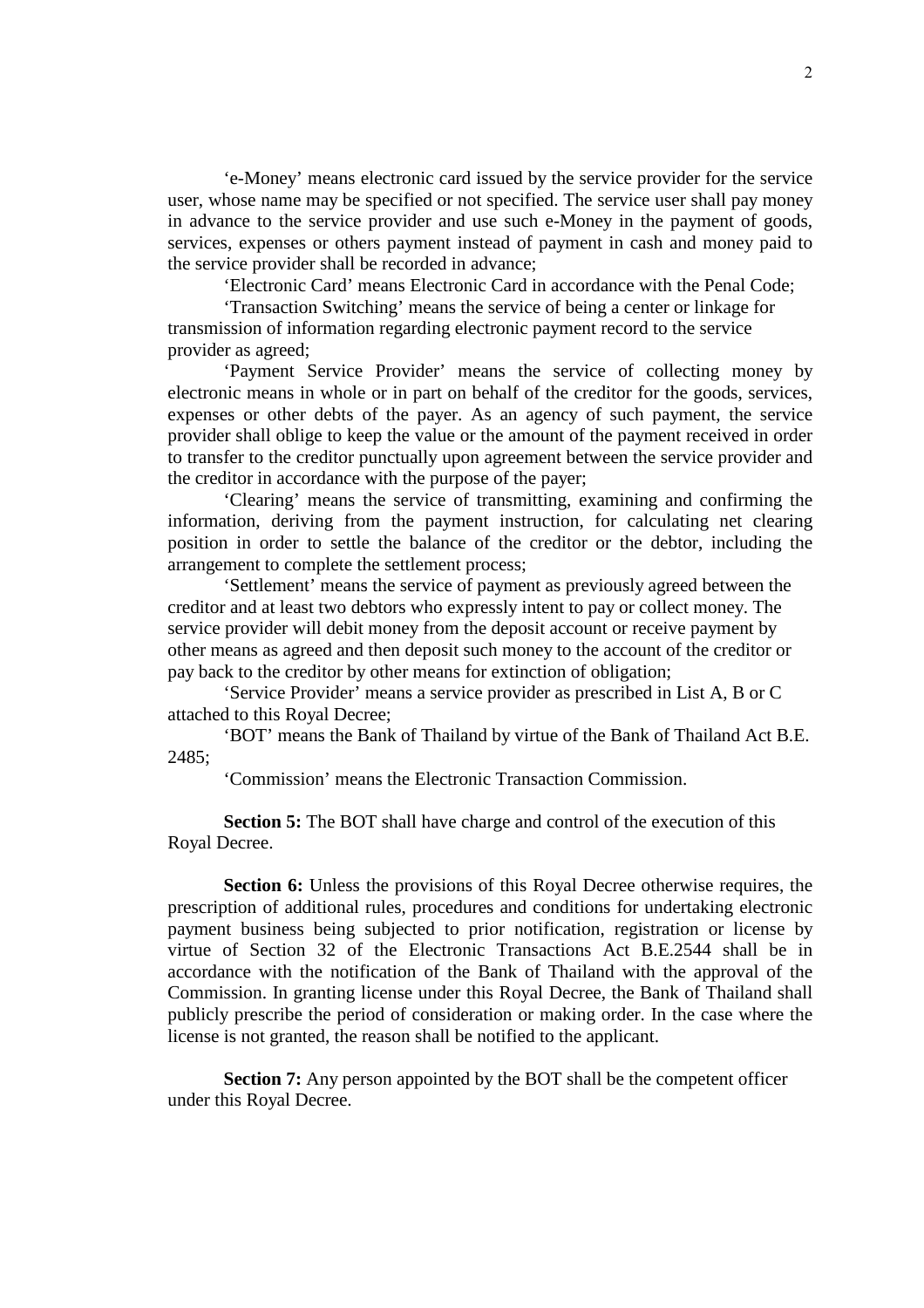'e-Money' means electronic card issued by the service provider for the service user, whose name may be specified or not specified. The service user shall pay money in advance to the service provider and use such e-Money in the payment of goods, services, expenses or others payment instead of payment in cash and money paid to the service provider shall be recorded in advance;

'Electronic Card' means Electronic Card in accordance with the Penal Code;

'Transaction Switching' means the service of being a center or linkage for transmission of information regarding electronic payment record to the service provider as agreed;

'Payment Service Provider' means the service of collecting money by electronic means in whole or in part on behalf of the creditor for the goods, services, expenses or other debts of the payer. As an agency of such payment, the service provider shall oblige to keep the value or the amount of the payment received in order to transfer to the creditor punctually upon agreement between the service provider and the creditor in accordance with the purpose of the payer;

'Clearing' means the service of transmitting, examining and confirming the information, deriving from the payment instruction, for calculating net clearing position in order to settle the balance of the creditor or the debtor, including the arrangement to complete the settlement process;

'Settlement' means the service of payment as previously agreed between the creditor and at least two debtors who expressly intent to pay or collect money. The service provider will debit money from the deposit account or receive payment by other means as agreed and then deposit such money to the account of the creditor or pay back to the creditor by other means for extinction of obligation;

'Service Provider' means a service provider as prescribed in List A, B or C attached to this Royal Decree;

'BOT' means the Bank of Thailand by virtue of the Bank of Thailand Act B.E. 2485;

'Commission' means the Electronic Transaction Commission.

**Section 5:** The BOT shall have charge and control of the execution of this Royal Decree.

**Section 6:** Unless the provisions of this Royal Decree otherwise requires, the prescription of additional rules, procedures and conditions for undertaking electronic payment business being subjected to prior notification, registration or license by virtue of Section 32 of the Electronic Transactions Act B.E.2544 shall be in accordance with the notification of the Bank of Thailand with the approval of the Commission. In granting license under this Royal Decree, the Bank of Thailand shall publicly prescribe the period of consideration or making order. In the case where the license is not granted, the reason shall be notified to the applicant.

**Section 7:** Any person appointed by the BOT shall be the competent officer under this Royal Decree.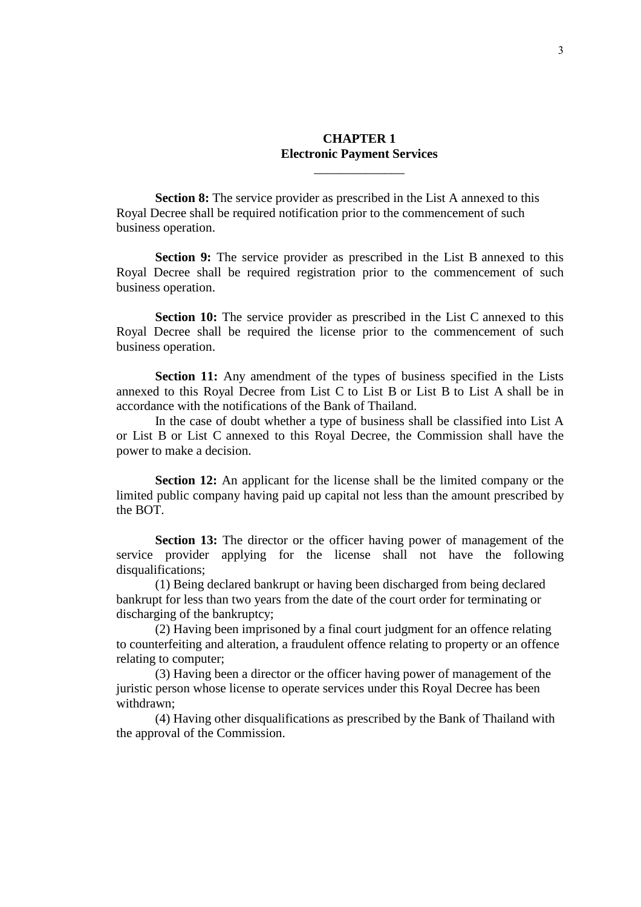# CHAPTER 1
## Electronic Payment Services

**Section 8:** The service provider as prescribed in the List A annexed to this Royal Decree shall be required notification prior to the commencement of such business operation.

**Section 9:** The service provider as prescribed in the List B annexed to this Royal Decree shall be required registration prior to the commencement of such business operation.

**Section 10:** The service provider as prescribed in the List C annexed to this Royal Decree shall be required the license prior to the commencement of such business operation.

**Section 11:** Any amendment of the types of business specified in the Lists annexed to this Royal Decree from List C to List B or List B to List A shall be in accordance with the notifications of the Bank of Thailand.

In the case of doubt whether a type of business shall be classified into List A or List B or List C annexed to this Royal Decree, the Commission shall have the power to make a decision.

**Section 12:** An applicant for the license shall be the limited company or the limited public company having paid up capital not less than the amount prescribed by the BOT.

**Section 13:** The director or the officer having power of management of the service provider applying for the license shall not have the following disqualifications;

(1) Being declared bankrupt or having been discharged from being declared bankrupt for less than two years from the date of the court order for terminating or discharging of the bankruptcy;

(2) Having been imprisoned by a final court judgment for an offence relating to counterfeiting and alteration, a fraudulent offence relating to property or an offence relating to computer;

(3) Having been a director or the officer having power of management of the juristic person whose license to operate services under this Royal Decree has been withdrawn;

(4) Having other disqualifications as prescribed by the Bank of Thailand with the approval of the Commission.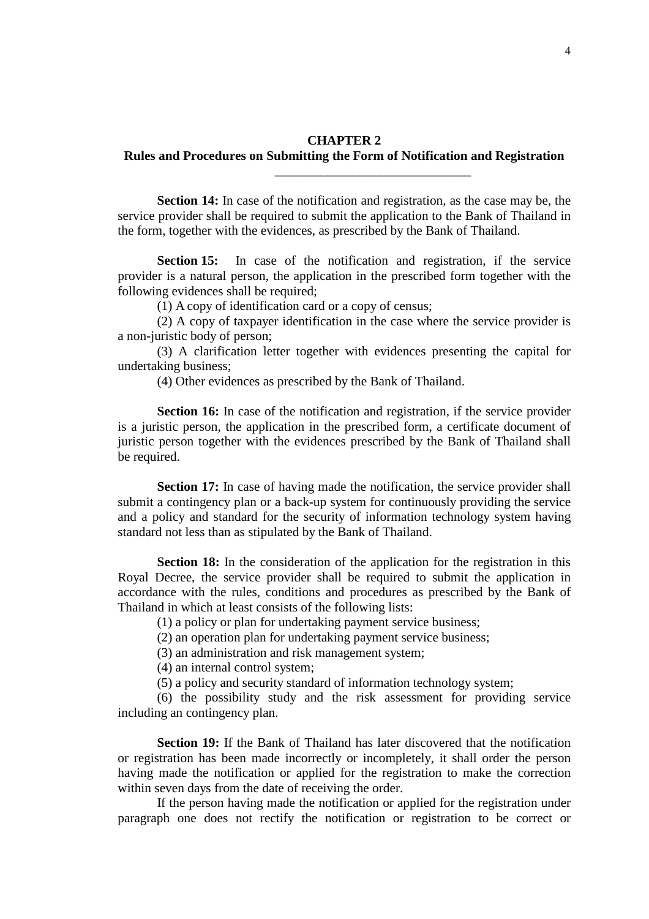## CHAPTER 2
## Rules and Procedures on Submitting the Form of Notification and Registration

---

**Section 14:** In case of the notification and registration, as the case may be, the service provider shall be required to submit the application to the Bank of Thailand in the form, together with the evidences, as prescribed by the Bank of Thailand.

**Section 15:** In case of the notification and registration, if the service provider is a natural person, the application in the prescribed form together with the following evidences shall be required;

(1) A copy of identification card or a copy of census;

(2) A copy of taxpayer identification in the case where the service provider is a non-juristic body of person;

(3) A clarification letter together with evidences presenting the capital for undertaking business;

(4) Other evidences as prescribed by the Bank of Thailand.

**Section 16:** In case of the notification and registration, if the service provider is a juristic person, the application in the prescribed form, a certificate document of juristic person together with the evidences prescribed by the Bank of Thailand shall be required.

**Section 17:** In case of having made the notification, the service provider shall submit a contingency plan or a back-up system for continuously providing the service and a policy and standard for the security of information technology system having standard not less than as stipulated by the Bank of Thailand.

**Section 18:** In the consideration of the application for the registration in this Royal Decree, the service provider shall be required to submit the application in accordance with the rules, conditions and procedures as prescribed by the Bank of Thailand in which at least consists of the following lists:

(1) a policy or plan for undertaking payment service business;

(2) an operation plan for undertaking payment service business;

(3) an administration and risk management system;

(4) an internal control system;

(5) a policy and security standard of information technology system;

(6) the possibility study and the risk assessment for providing service including an contingency plan.

**Section 19:** If the Bank of Thailand has later discovered that the notification or registration has been made incorrectly or incompletely, it shall order the person having made the notification or applied for the registration to make the correction within seven days from the date of receiving the order.

If the person having made the notification or applied for the registration under paragraph one does not rectify the notification or registration to be correct or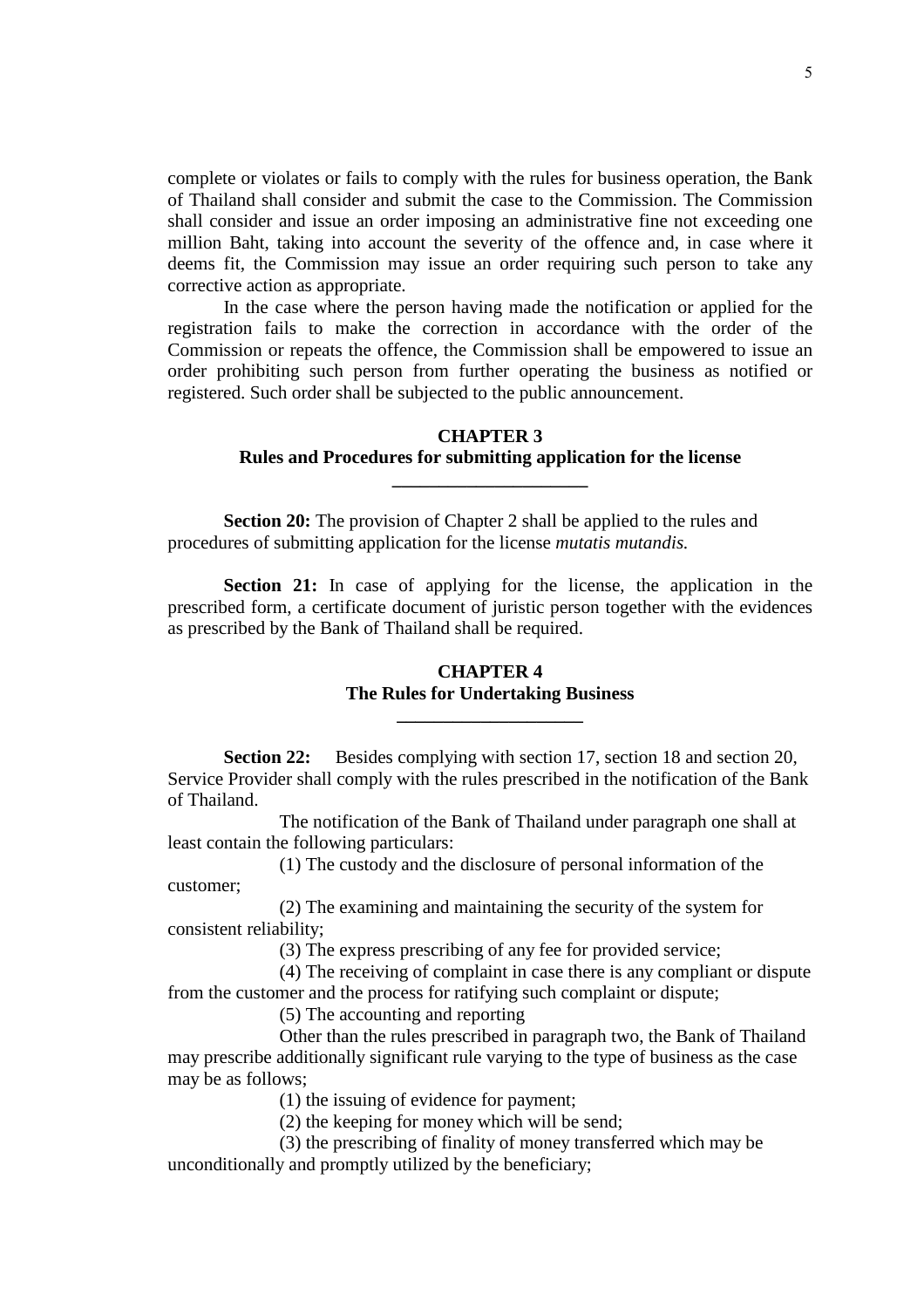complete or violates or fails to comply with the rules for business operation, the Bank of Thailand shall consider and submit the case to the Commission. The Commission shall consider and issue an order imposing an administrative fine not exceeding one million Baht, taking into account the severity of the offence and, in case where it deems fit, the Commission may issue an order requiring such person to take any corrective action as appropriate.

In the case where the person having made the notification or applied for the registration fails to make the correction in accordance with the order of the Commission or repeats the offence, the Commission shall be empowered to issue an order prohibiting such person from further operating the business as notified or registered. Such order shall be subjected to the public announcement.

## CHAPTER 3
## Rules and Procedures for submitting application for the license

**Section 20:** The provision of Chapter 2 shall be applied to the rules and procedures of submitting application for the license *mutatis mutandis.*

**Section 21:** In case of applying for the license, the application in the prescribed form, a certificate document of juristic person together with the evidences as prescribed by the Bank of Thailand shall be required.

## CHAPTER 4
## The Rules for Undertaking Business

**Section 22:** Besides complying with section 17, section 18 and section 20, Service Provider shall comply with the rules prescribed in the notification of the Bank of Thailand.

The notification of the Bank of Thailand under paragraph one shall at least contain the following particulars:

(1) The custody and the disclosure of personal information of the customer;

(2) The examining and maintaining the security of the system for consistent reliability;

(3) The express prescribing of any fee for provided service;

(4) The receiving of complaint in case there is any compliant or dispute from the customer and the process for ratifying such complaint or dispute;

(5) The accounting and reporting

Other than the rules prescribed in paragraph two, the Bank of Thailand may prescribe additionally significant rule varying to the type of business as the case may be as follows;

(1) the issuing of evidence for payment;

(2) the keeping for money which will be send;

(3) the prescribing of finality of money transferred which may be unconditionally and promptly utilized by the beneficiary;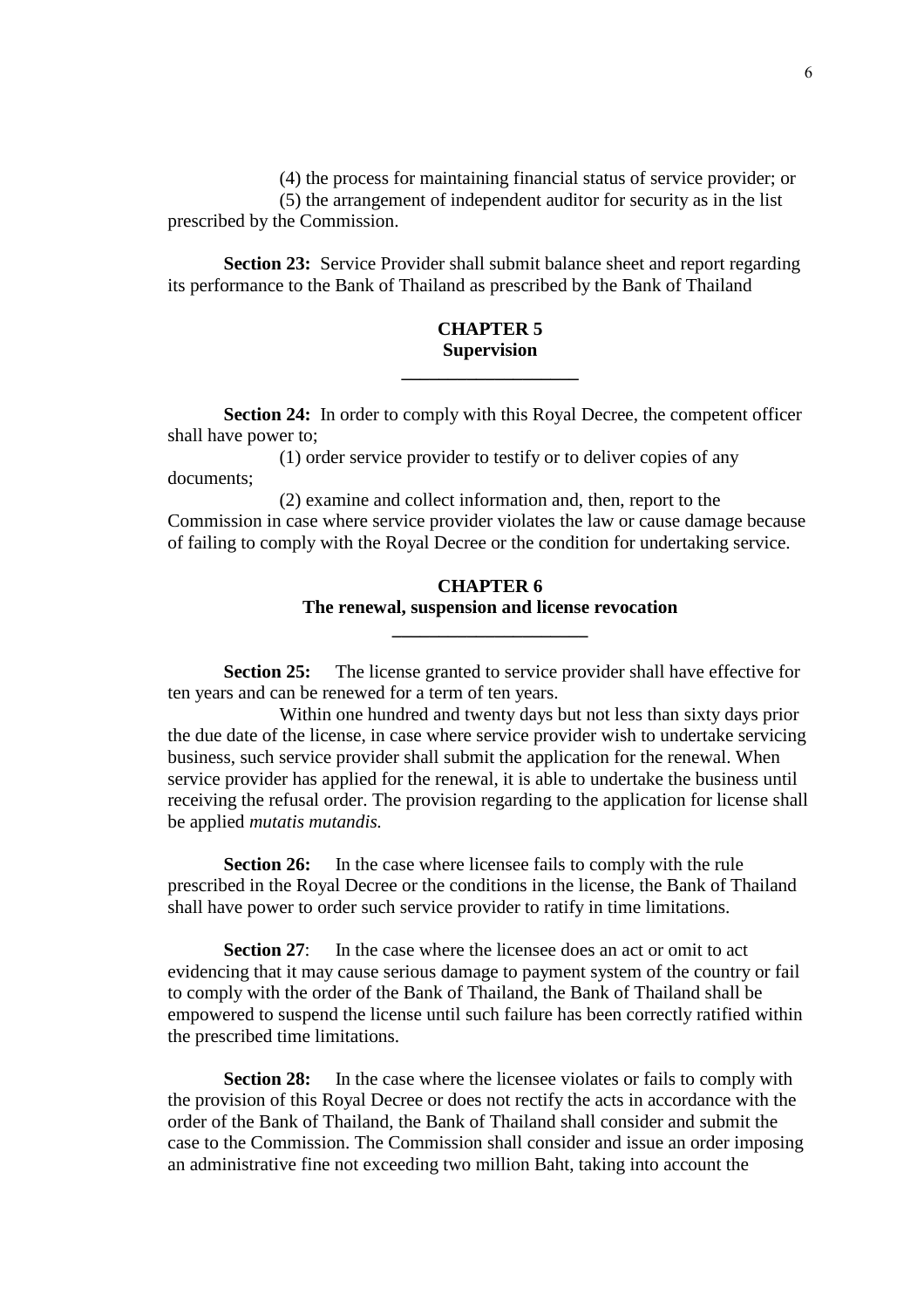(4) the process for maintaining financial status of service provider; or

(5) the arrangement of independent auditor for security as in the list prescribed by the Commission.

**Section 23:** Service Provider shall submit balance sheet and report regarding its performance to the Bank of Thailand as prescribed by the Bank of Thailand

## CHAPTER 5
## Supervision

**Section 24:** In order to comply with this Royal Decree, the competent officer shall have power to;

(1) order service provider to testify or to deliver copies of any documents;

(2) examine and collect information and, then, report to the Commission in case where service provider violates the law or cause damage because of failing to comply with the Royal Decree or the condition for undertaking service.

## CHAPTER 6
## The renewal, suspension and license revocation

**Section 25:** The license granted to service provider shall have effective for ten years and can be renewed for a term of ten years.

Within one hundred and twenty days but not less than sixty days prior the due date of the license, in case where service provider wish to undertake servicing business, such service provider shall submit the application for the renewal. When service provider has applied for the renewal, it is able to undertake the business until receiving the refusal order. The provision regarding to the application for license shall be applied *mutatis mutandis.*

**Section 26:** In the case where licensee fails to comply with the rule prescribed in the Royal Decree or the conditions in the license, the Bank of Thailand shall have power to order such service provider to ratify in time limitations.

**Section 27**: In the case where the licensee does an act or omit to act evidencing that it may cause serious damage to payment system of the country or fail to comply with the order of the Bank of Thailand, the Bank of Thailand shall be empowered to suspend the license until such failure has been correctly ratified within the prescribed time limitations.

**Section 28:** In the case where the licensee violates or fails to comply with the provision of this Royal Decree or does not rectify the acts in accordance with the order of the Bank of Thailand, the Bank of Thailand shall consider and submit the case to the Commission. The Commission shall consider and issue an order imposing an administrative fine not exceeding two million Baht, taking into account the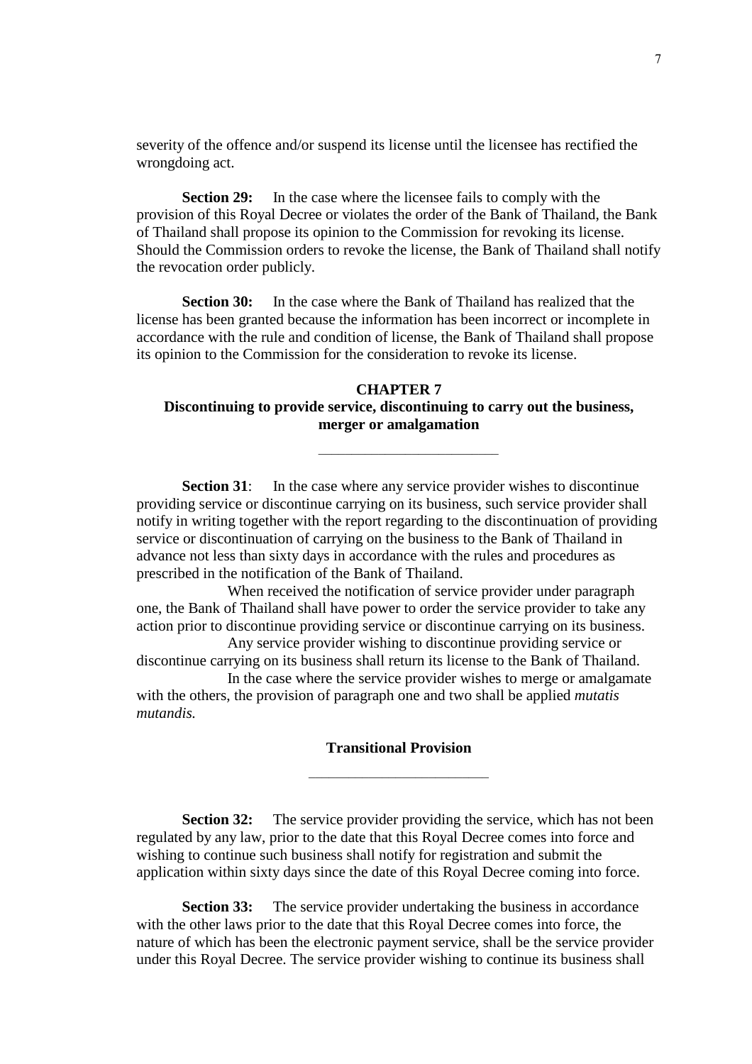severity of the offence and/or suspend its license until the licensee has rectified the wrongdoing act.

**Section 29:** In the case where the licensee fails to comply with the provision of this Royal Decree or violates the order of the Bank of Thailand, the Bank of Thailand shall propose its opinion to the Commission for revoking its license. Should the Commission orders to revoke the license, the Bank of Thailand shall notify the revocation order publicly.

**Section 30:** In the case where the Bank of Thailand has realized that the license has been granted because the information has been incorrect or incomplete in accordance with the rule and condition of license, the Bank of Thailand shall propose its opinion to the Commission for the consideration to revoke its license.

## CHAPTER 7
## Discontinuing to provide service, discontinuing to carry out the business, merger or amalgamation

---

**Section 31**: In the case where any service provider wishes to discontinue providing service or discontinue carrying on its business, such service provider shall notify in writing together with the report regarding to the discontinuation of providing service or discontinuation of carrying on the business to the Bank of Thailand in advance not less than sixty days in accordance with the rules and procedures as prescribed in the notification of the Bank of Thailand.

When received the notification of service provider under paragraph one, the Bank of Thailand shall have power to order the service provider to take any action prior to discontinue providing service or discontinue carrying on its business.

Any service provider wishing to discontinue providing service or discontinue carrying on its business shall return its license to the Bank of Thailand.

In the case where the service provider wishes to merge or amalgamate with the others, the provision of paragraph one and two shall be applied *mutatis mutandis.*

## Transitional Provision

---

**Section 32:** The service provider providing the service, which has not been regulated by any law, prior to the date that this Royal Decree comes into force and wishing to continue such business shall notify for registration and submit the application within sixty days since the date of this Royal Decree coming into force.

**Section 33:** The service provider undertaking the business in accordance with the other laws prior to the date that this Royal Decree comes into force, the nature of which has been the electronic payment service, shall be the service provider under this Royal Decree. The service provider wishing to continue its business shall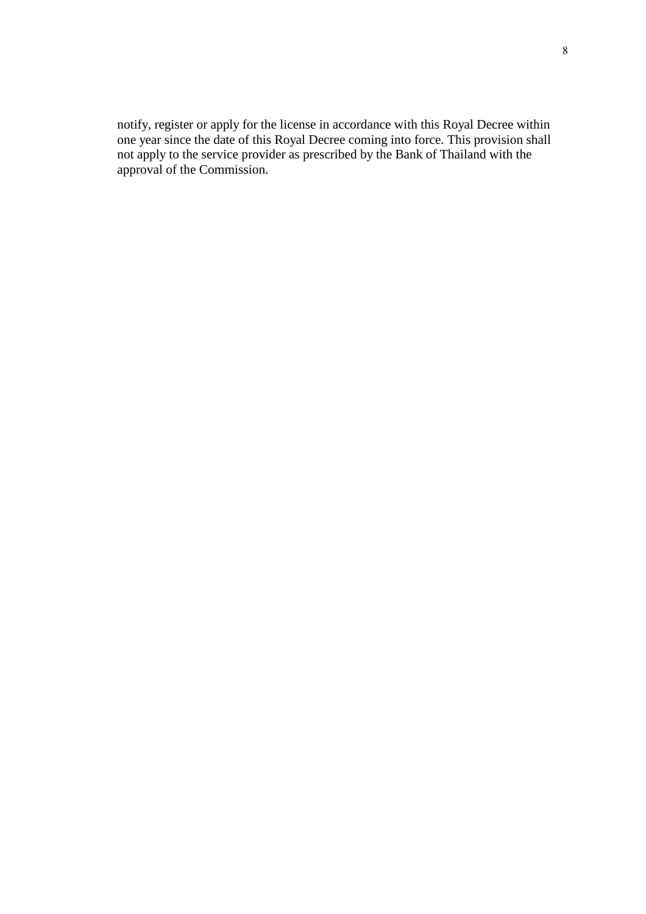notify, register or apply for the license in accordance with this Royal Decree within one year since the date of this Royal Decree coming into force. This provision shall not apply to the service provider as prescribed by the Bank of Thailand with the approval of the Commission.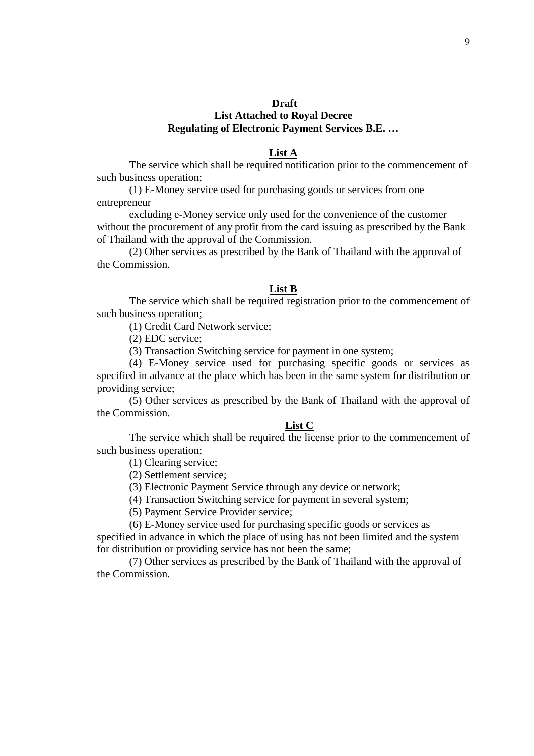**Draft**
**List Attached to Royal Decree**
**Regulating of Electronic Payment Services B.E. …**

**List A**

The service which shall be required notification prior to the commencement of such business operation;

(1) E-Money service used for purchasing goods or services from one entrepreneur

excluding e-Money service only used for the convenience of the customer without the procurement of any profit from the card issuing as prescribed by the Bank of Thailand with the approval of the Commission.

(2) Other services as prescribed by the Bank of Thailand with the approval of the Commission.

**List B**

The service which shall be required registration prior to the commencement of such business operation;

(1) Credit Card Network service;

(2) EDC service;

(3) Transaction Switching service for payment in one system;

(4) E-Money service used for purchasing specific goods or services as specified in advance at the place which has been in the same system for distribution or providing service;

(5) Other services as prescribed by the Bank of Thailand with the approval of the Commission.

**List C**

The service which shall be required the license prior to the commencement of such business operation;

(1) Clearing service;

(2) Settlement service;

(3) Electronic Payment Service through any device or network;

(4) Transaction Switching service for payment in several system;

(5) Payment Service Provider service;

(6) E-Money service used for purchasing specific goods or services as specified in advance in which the place of using has not been limited and the system for distribution or providing service has not been the same;

(7) Other services as prescribed by the Bank of Thailand with the approval of the Commission.